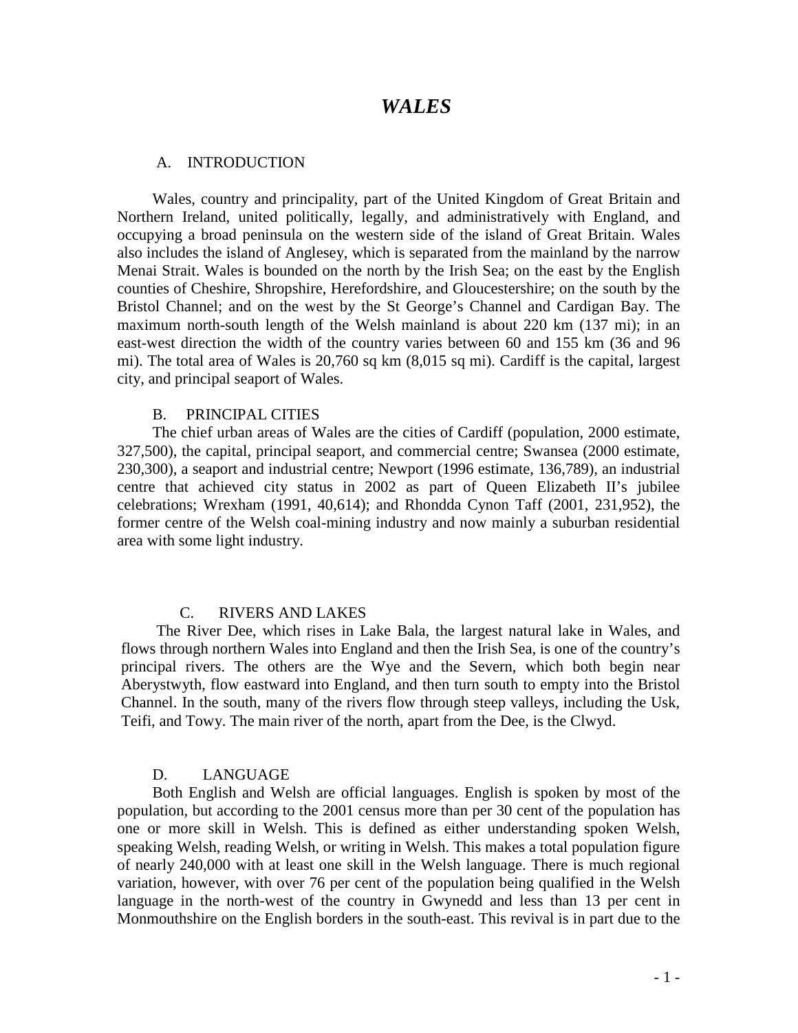# *WALES*

## A. INTRODUCTION

Wales, country and principality, part of the United Kingdom of Great Britain and Northern Ireland, united politically, legally, and administratively with England, and occupying a broad peninsula on the western side of the island of Great Britain. Wales also includes the island of Anglesey, which is separated from the mainland by the narrow Menai Strait. Wales is bounded on the north by the Irish Sea; on the east by the English counties of Cheshire, Shropshire, Herefordshire, and Gloucestershire; on the south by the Bristol Channel; and on the west by the St George's Channel and Cardigan Bay. The maximum north-south length of the Welsh mainland is about 220 km (137 mi); in an east-west direction the width of the country varies between 60 and 155 km (36 and 96 mi). The total area of Wales is 20,760 sq km (8,015 sq mi). Cardiff is the capital, largest city, and principal seaport of Wales.

## B. PRINCIPAL CITIES

The chief urban areas of Wales are the cities of Cardiff (population, 2000 estimate, 327,500), the capital, principal seaport, and commercial centre; Swansea (2000 estimate, 230,300), a seaport and industrial centre; Newport (1996 estimate, 136,789), an industrial centre that achieved city status in 2002 as part of Queen Elizabeth II's jubilee celebrations; Wrexham (1991, 40,614); and Rhondda Cynon Taff (2001, 231,952), the former centre of the Welsh coal-mining industry and now mainly a suburban residential area with some light industry.

## C. RIVERS AND LAKES

The River Dee, which rises in Lake Bala, the largest natural lake in Wales, and flows through northern Wales into England and then the Irish Sea, is one of the country's principal rivers. The others are the Wye and the Severn, which both begin near Aberystwyth, flow eastward into England, and then turn south to empty into the Bristol Channel. In the south, many of the rivers flow through steep valleys, including the Usk, Teifi, and Towy. The main river of the north, apart from the Dee, is the Clwyd.

## D. LANGUAGE

Both English and Welsh are official languages. English is spoken by most of the population, but according to the 2001 census more than per 30 cent of the population has one or more skill in Welsh. This is defined as either understanding spoken Welsh, speaking Welsh, reading Welsh, or writing in Welsh. This makes a total population figure of nearly 240,000 with at least one skill in the Welsh language. There is much regional variation, however, with over 76 per cent of the population being qualified in the Welsh language in the north-west of the country in Gwynedd and less than 13 per cent in Monmouthshire on the English borders in the south-east. This revival is in part due to the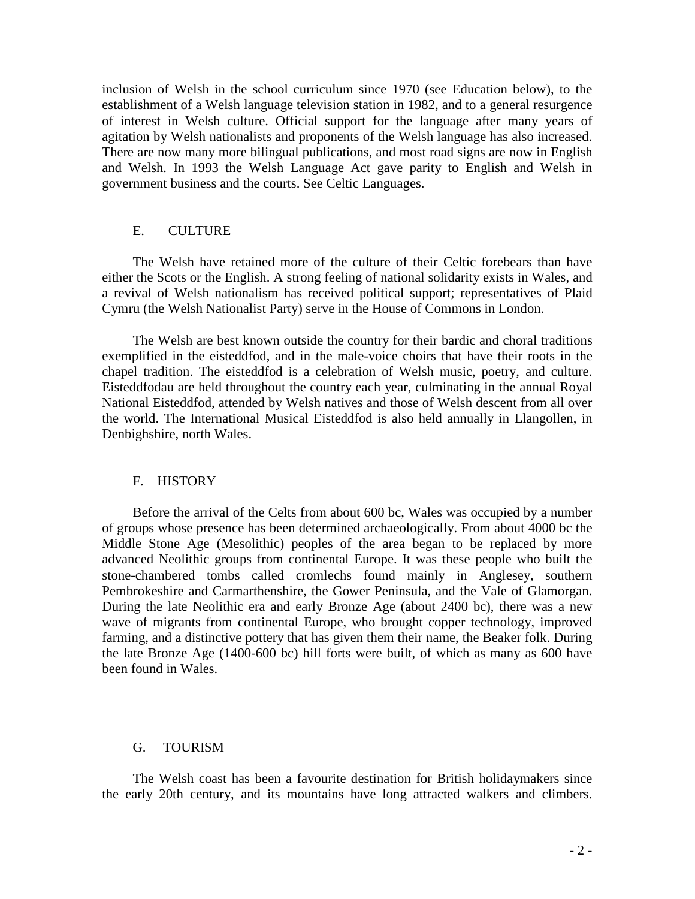inclusion of Welsh in the school curriculum since 1970 (see Education below), to the establishment of a Welsh language television station in 1982, and to a general resurgence of interest in Welsh culture. Official support for the language after many years of agitation by Welsh nationalists and proponents of the Welsh language has also increased. There are now many more bilingual publications, and most road signs are now in English and Welsh. In 1993 the Welsh Language Act gave parity to English and Welsh in government business and the courts. See Celtic Languages.

## E. CULTURE

The Welsh have retained more of the culture of their Celtic forebears than have either the Scots or the English. A strong feeling of national solidarity exists in Wales, and a revival of Welsh nationalism has received political support; representatives of Plaid Cymru (the Welsh Nationalist Party) serve in the House of Commons in London.

The Welsh are best known outside the country for their bardic and choral traditions exemplified in the eisteddfod, and in the male-voice choirs that have their roots in the chapel tradition. The eisteddfod is a celebration of Welsh music, poetry, and culture. Eisteddfodau are held throughout the country each year, culminating in the annual Royal National Eisteddfod, attended by Welsh natives and those of Welsh descent from all over the world. The International Musical Eisteddfod is also held annually in Llangollen, in Denbighshire, north Wales.

## F. HISTORY

Before the arrival of the Celts from about 600 bc, Wales was occupied by a number of groups whose presence has been determined archaeologically. From about 4000 bc the Middle Stone Age (Mesolithic) peoples of the area began to be replaced by more advanced Neolithic groups from continental Europe. It was these people who built the stone-chambered tombs called cromlechs found mainly in Anglesey, southern Pembrokeshire and Carmarthenshire, the Gower Peninsula, and the Vale of Glamorgan. During the late Neolithic era and early Bronze Age (about 2400 bc), there was a new wave of migrants from continental Europe, who brought copper technology, improved farming, and a distinctive pottery that has given them their name, the Beaker folk. During the late Bronze Age (1400-600 bc) hill forts were built, of which as many as 600 have been found in Wales.

## G. TOURISM

The Welsh coast has been a favourite destination for British holidaymakers since the early 20th century, and its mountains have long attracted walkers and climbers.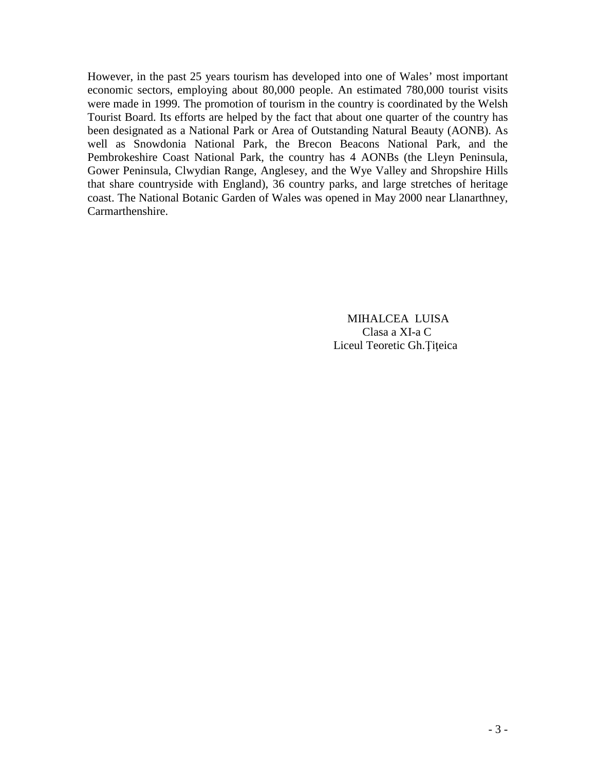However, in the past 25 years tourism has developed into one of Wales’ most important economic sectors, employing about 80,000 people. An estimated 780,000 tourist visits were made in 1999. The promotion of tourism in the country is coordinated by the Welsh Tourist Board. Its efforts are helped by the fact that about one quarter of the country has been designated as a National Park or Area of Outstanding Natural Beauty (AONB). As well as Snowdonia National Park, the Brecon Beacons National Park, and the Pembrokeshire Coast National Park, the country has 4 AONBs (the Lleyn Peninsula, Gower Peninsula, Clwydian Range, Anglesey, and the Wye Valley and Shropshire Hills that share countryside with England), 36 country parks, and large stretches of heritage coast. The National Botanic Garden of Wales was opened in May 2000 near Llanarthney, Carmarthenshire.

MIHALCEA LUISA
Clasa a XI-a C
Liceul Teoretic Gh.Ţiţeica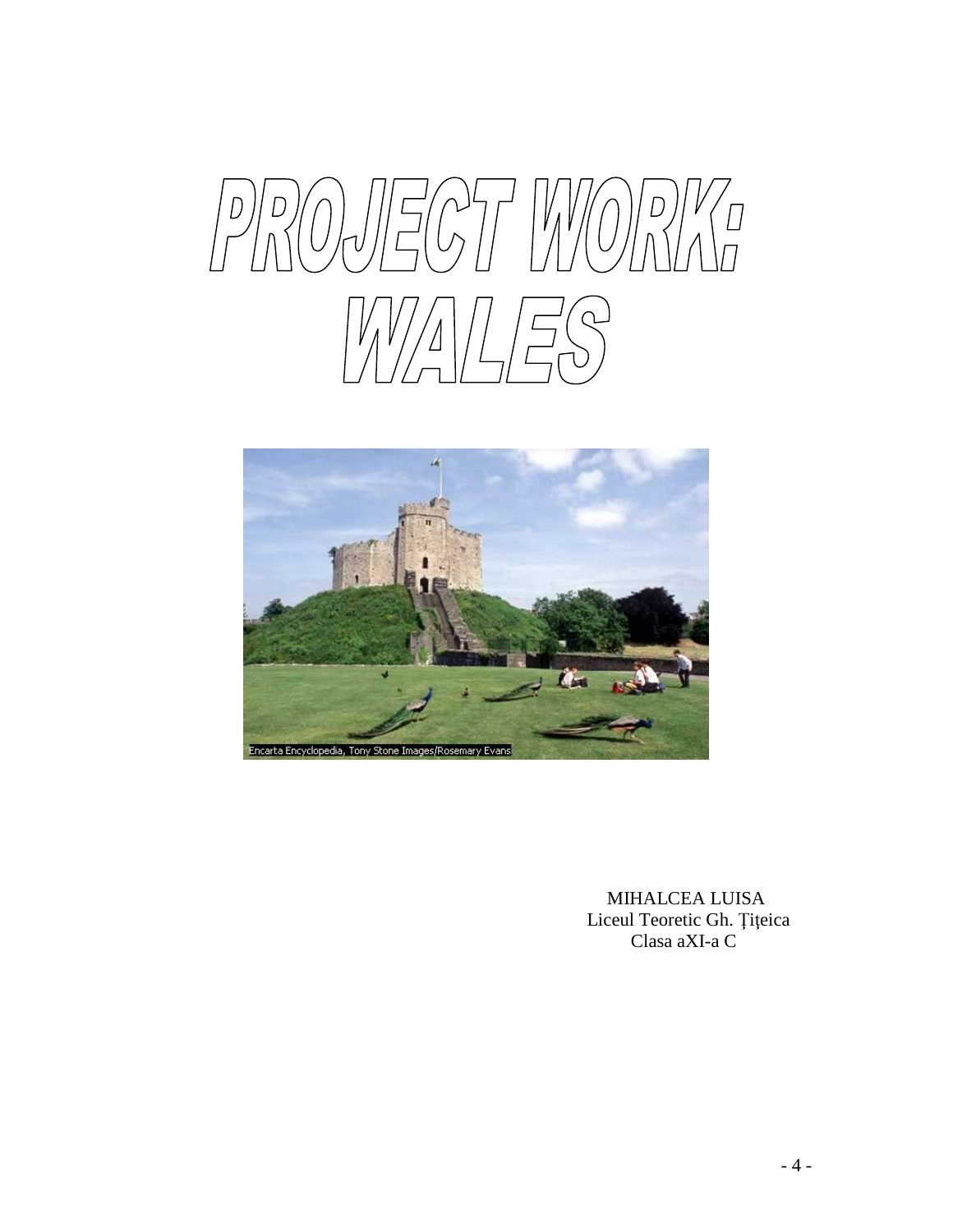# PROJECT WORK: WALES

Encarta Encyclopedia, Tony Stone Images/Rosemary Evans

MIHALCEA LUISA
Liceul Teoretic Gh. Țițeica
Clasa aXI-a C